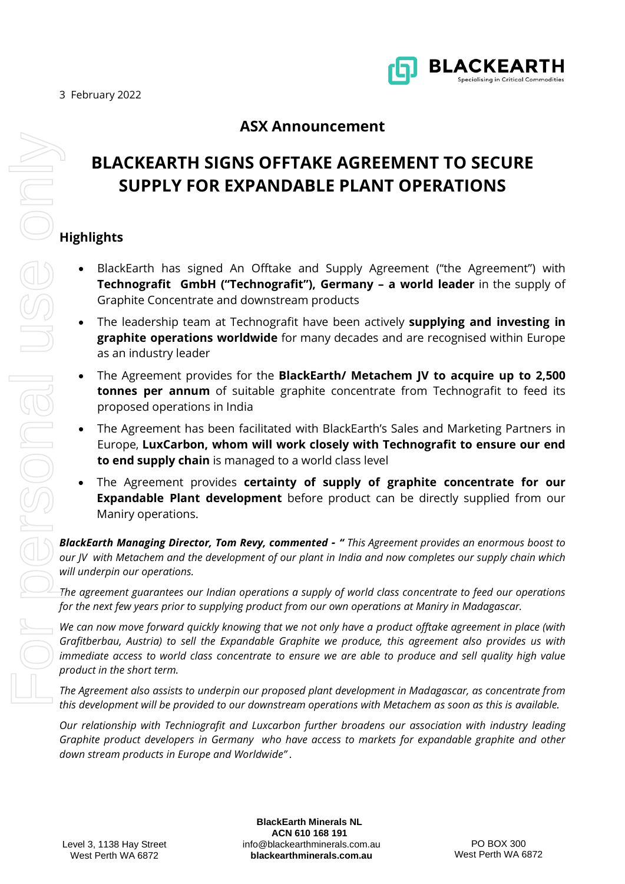3 February 2022

## ASX Announcement

# BLACKEARTH SIGNS OFFTAKE AGREEMENT TO SECURE SUPPLY FOR EXPANDABLE PLANT OPERATIONS

### Highlights

- BlackEarth has signed An Offtake and Supply Agreement ("the Agreement") with **Technografit GmbH ("Technografit"), Germany – a world leader** in the supply of Graphite Concentrate and downstream products
- The leadership team at Technografit have been actively **supplying and investing in graphite operations worldwide** for many decades and are recognised within Europe as an industry leader
- The Agreement provides for the **BlackEarth/ Metachem JV to acquire up to 2,500 tonnes per annum** of suitable graphite concentrate from Technografit to feed its proposed operations in India
- The Agreement has been facilitated with BlackEarth's Sales and Marketing Partners in Europe, **LuxCarbon, whom will work closely with Technografit to ensure our end to end supply chain** is managed to a world class level
- The Agreement provides **certainty of supply of graphite concentrate for our Expandable Plant development** before product can be directly supplied from our Maniry operations.

***BlackEarth Managing Director, Tom Revy, commented - "*** *This Agreement provides an enormous boost to our JV with Metachem and the development of our plant in India and now completes our supply chain which will underpin our operations.*

*The agreement guarantees our Indian operations a supply of world class concentrate to feed our operations for the next few years prior to supplying product from our own operations at Maniry in Madagascar.*

*We can now move forward quickly knowing that we not only have a product offtake agreement in place (with Grafitberbau, Austria) to sell the Expandable Graphite we produce, this agreement also provides us with immediate access to world class concentrate to ensure we are able to produce and sell quality high value product in the short term.*

*The Agreement also assists to underpin our proposed plant development in Madagascar, as concentrate from this development will be provided to our downstream operations with Metachem as soon as this is available.*

*Our relationship with Techniografit and Luxcarbon further broadens our association with industry leading Graphite product developers in Germany who have access to markets for expandable graphite and other down stream products in Europe and Worldwide" .*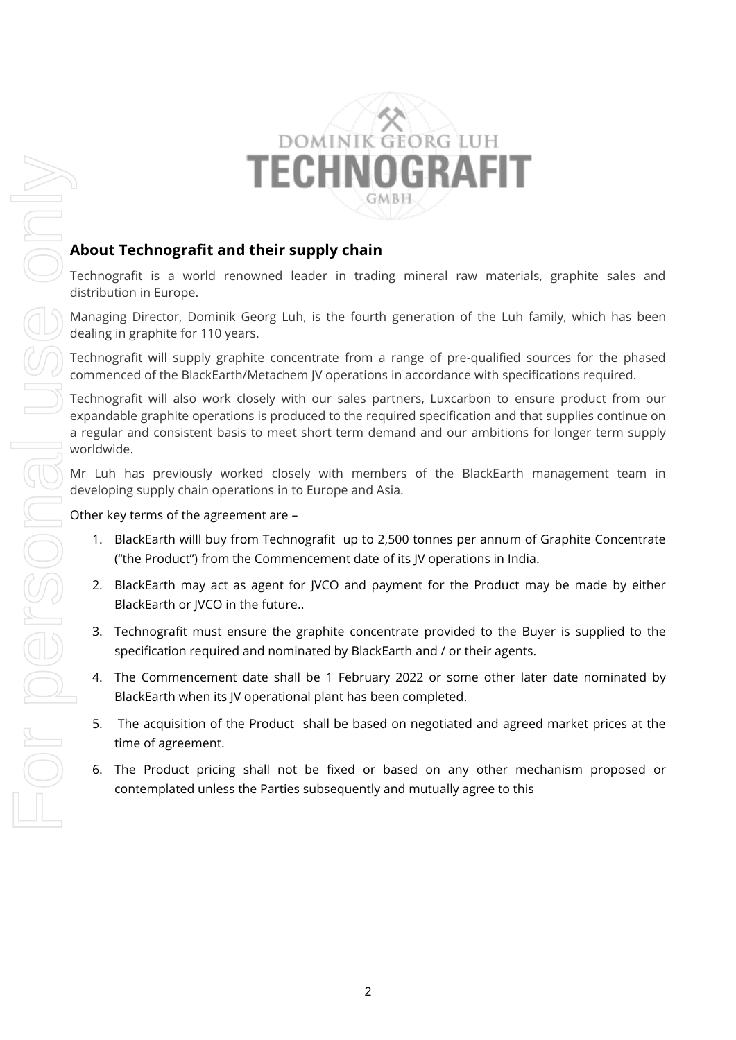DOMINIK GEORG LUH
TECHNOGRAFIT
GMBH

## About Technografit and their supply chain

Technografit is a world renowned leader in trading mineral raw materials, graphite sales and distribution in Europe.

Managing Director, Dominik Georg Luh, is the fourth generation of the Luh family, which has been dealing in graphite for 110 years.

Technografit will supply graphite concentrate from a range of pre-qualified sources for the phased commenced of the BlackEarth/Metachem JV operations in accordance with specifications required.

Technografit will also work closely with our sales partners, Luxcarbon to ensure product from our expandable graphite operations is produced to the required specification and that supplies continue on a regular and consistent basis to meet short term demand and our ambitions for longer term supply worldwide.

Mr Luh has previously worked closely with members of the BlackEarth management team in developing supply chain operations in to Europe and Asia.

Other key terms of the agreement are –

1. BlackEarth willl buy from Technografit up to 2,500 tonnes per annum of Graphite Concentrate ("the Product") from the Commencement date of its JV operations in India.
2. BlackEarth may act as agent for JVCO and payment for the Product may be made by either BlackEarth or JVCO in the future..
3. Technografit must ensure the graphite concentrate provided to the Buyer is supplied to the specification required and nominated by BlackEarth and / or their agents.
4. The Commencement date shall be 1 February 2022 or some other later date nominated by BlackEarth when its JV operational plant has been completed.
5. The acquisition of the Product shall be based on negotiated and agreed market prices at the time of agreement.
6. The Product pricing shall not be fixed or based on any other mechanism proposed or contemplated unless the Parties subsequently and mutually agree to this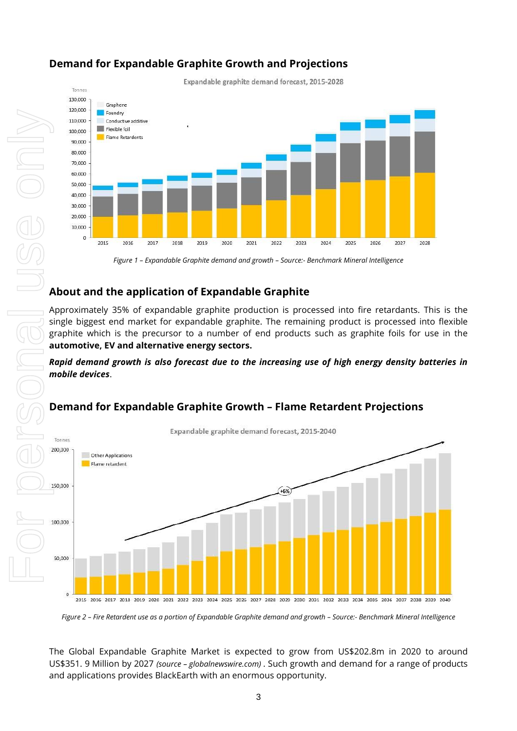## Demand for Expandable Graphite Growth and Projections

*Figure 1 – Expandable Graphite demand and growth – Source:- Benchmark Mineral Intelligence*

## About and the application of Expandable Graphite

Approximately 35% of expandable graphite production is processed into fire retardants. This is the single biggest end market for expandable graphite. The remaining product is processed into flexible graphite which is the precursor to a number of end products such as graphite foils for use in the **automotive, EV and alternative energy sectors.**

***Rapid demand growth is also forecast due to the increasing use of high energy density batteries in mobile devices***.

## Demand for Expandable Graphite Growth – Flame Retardent Projections

*Figure 2 – Fire Retardent use as a portion of Expandable Graphite demand and growth – Source:- Benchmark Mineral Intelligence*

The Global Expandable Graphite Market is expected to grow from US$202.8m in 2020 to around US$351. 9 Million by 2027 *(source – globalnewswire.com)* . Such growth and demand for a range of products and applications provides BlackEarth with an enormous opportunity.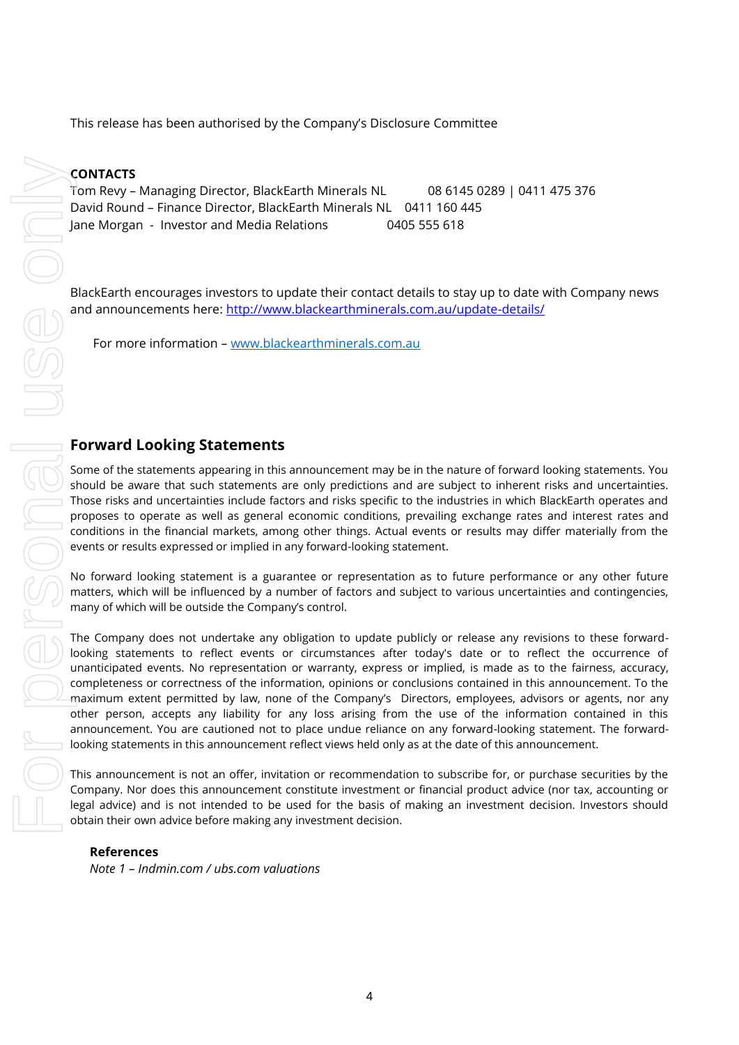This release has been authorised by the Company's Disclosure Committee

**CONTACTS**

Tom Revy – Managing Director, BlackEarth Minerals NL 08 6145 0289 | 0411 475 376
David Round – Finance Director, BlackEarth Minerals NL 0411 160 445
Jane Morgan - Investor and Media Relations 0405 555 618

BlackEarth encourages investors to update their contact details to stay up to date with Company news and announcements here: http://www.blackearthminerals.com.au/update-details/

For more information – www.blackearthminerals.com.au

## Forward Looking Statements

Some of the statements appearing in this announcement may be in the nature of forward looking statements. You should be aware that such statements are only predictions and are subject to inherent risks and uncertainties. Those risks and uncertainties include factors and risks specific to the industries in which BlackEarth operates and proposes to operate as well as general economic conditions, prevailing exchange rates and interest rates and conditions in the financial markets, among other things. Actual events or results may differ materially from the events or results expressed or implied in any forward-looking statement.

No forward looking statement is a guarantee or representation as to future performance or any other future matters, which will be influenced by a number of factors and subject to various uncertainties and contingencies, many of which will be outside the Company's control.

The Company does not undertake any obligation to update publicly or release any revisions to these forward-looking statements to reflect events or circumstances after today's date or to reflect the occurrence of unanticipated events. No representation or warranty, express or implied, is made as to the fairness, accuracy, completeness or correctness of the information, opinions or conclusions contained in this announcement. To the maximum extent permitted by law, none of the Company's Directors, employees, advisors or agents, nor any other person, accepts any liability for any loss arising from the use of the information contained in this announcement. You are cautioned not to place undue reliance on any forward-looking statement. The forward-looking statements in this announcement reflect views held only as at the date of this announcement.

This announcement is not an offer, invitation or recommendation to subscribe for, or purchase securities by the Company. Nor does this announcement constitute investment or financial product advice (nor tax, accounting or legal advice) and is not intended to be used for the basis of making an investment decision. Investors should obtain their own advice before making any investment decision.

**References**

*Note 1 – Indmin.com / ubs.com valuations*